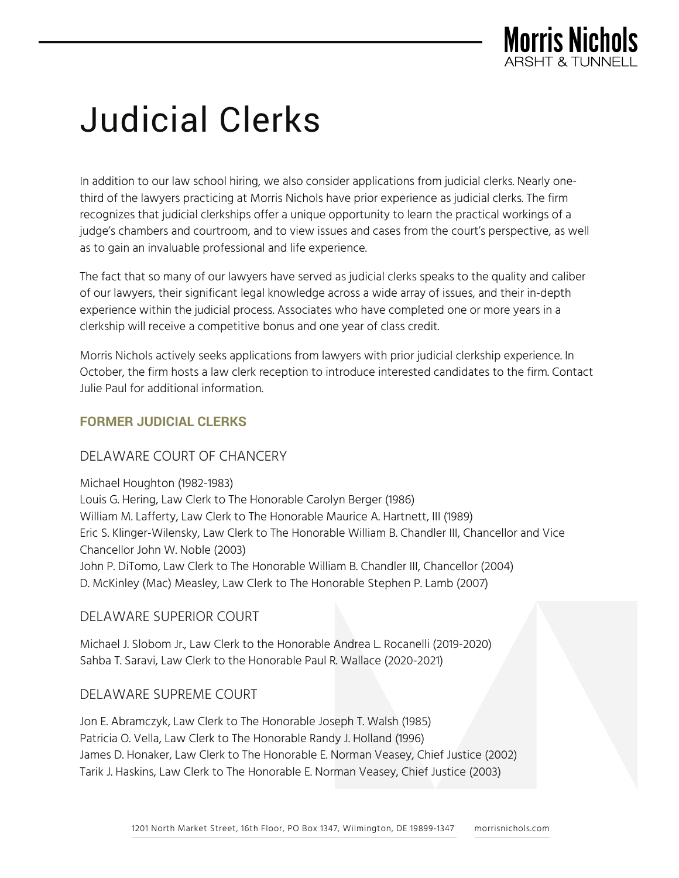# Judicial Clerks

In addition to our law school hiring, we also consider applications from judicial clerks. Nearly one-third of the lawyers practicing at Morris Nichols have prior experience as judicial clerks. The firm recognizes that judicial clerkships offer a unique opportunity to learn the practical workings of a judge's chambers and courtroom, and to view issues and cases from the court's perspective, as well as to gain an invaluable professional and life experience.

The fact that so many of our lawyers have served as judicial clerks speaks to the quality and caliber of our lawyers, their significant legal knowledge across a wide array of issues, and their in-depth experience within the judicial process. Associates who have completed one or more years in a clerkship will receive a competitive bonus and one year of class credit.

Morris Nichols actively seeks applications from lawyers with prior judicial clerkship experience. In October, the firm hosts a law clerk reception to introduce interested candidates to the firm. Contact Julie Paul for additional information.

## FORMER JUDICIAL CLERKS

### DELAWARE COURT OF CHANCERY

Michael Houghton (1982-1983)
Louis G. Hering, Law Clerk to The Honorable Carolyn Berger (1986)
William M. Lafferty, Law Clerk to The Honorable Maurice A. Hartnett, III (1989)
Eric S. Klinger-Wilensky, Law Clerk to The Honorable William B. Chandler III, Chancellor and Vice Chancellor John W. Noble (2003)
John P. DiTomo, Law Clerk to The Honorable William B. Chandler III, Chancellor (2004)
D. McKinley (Mac) Measley, Law Clerk to The Honorable Stephen P. Lamb (2007)

### DELAWARE SUPERIOR COURT

Michael J. Slobom Jr., Law Clerk to the Honorable Andrea L. Rocanelli (2019-2020)
Sahba T. Saravi, Law Clerk to the Honorable Paul R. Wallace (2020-2021)

### DELAWARE SUPREME COURT

Jon E. Abramczyk, Law Clerk to The Honorable Joseph T. Walsh (1985)
Patricia O. Vella, Law Clerk to The Honorable Randy J. Holland (1996)
James D. Honaker, Law Clerk to The Honorable E. Norman Veasey, Chief Justice (2002)
Tarik J. Haskins, Law Clerk to The Honorable E. Norman Veasey, Chief Justice (2003)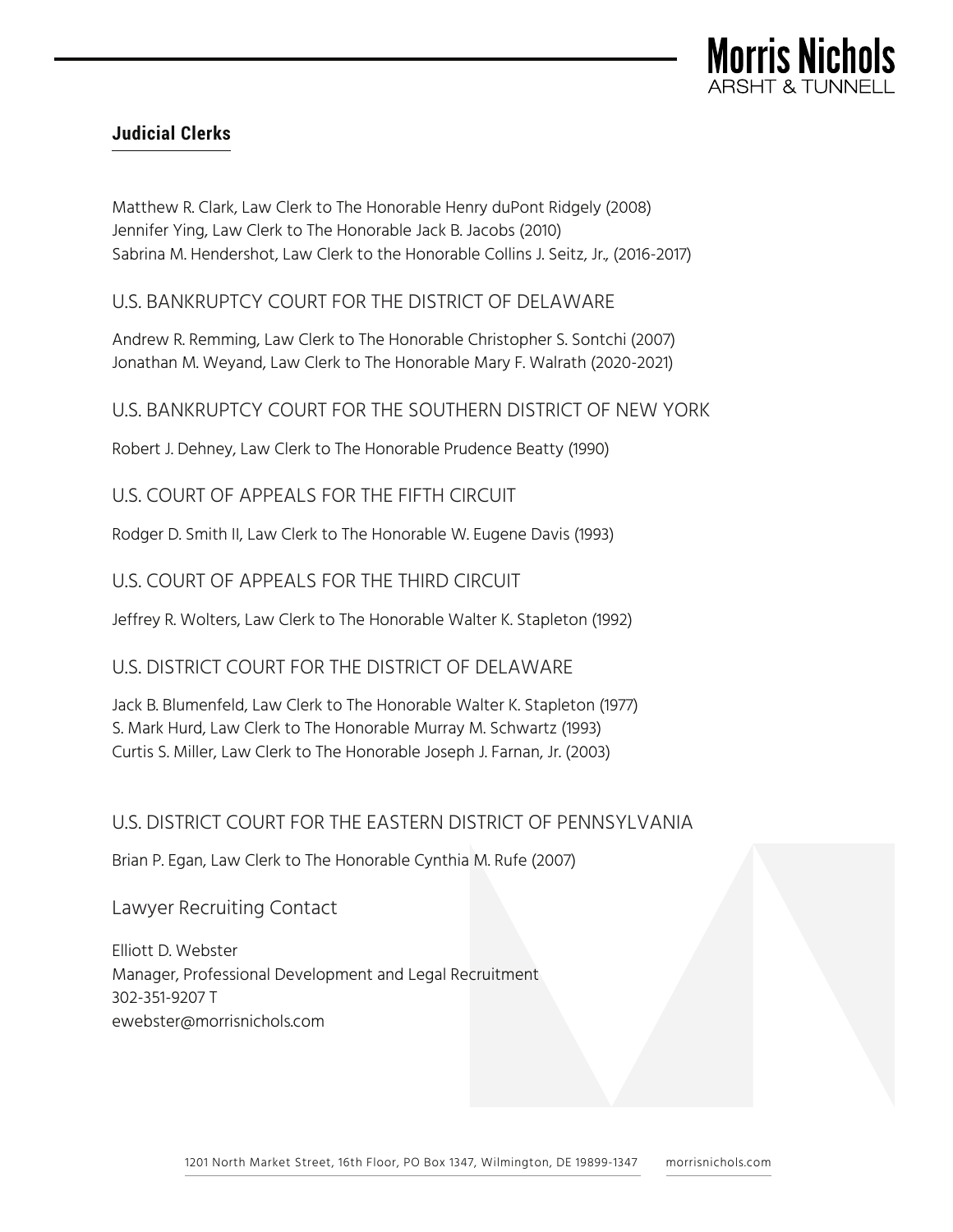## Judicial Clerks

Matthew R. Clark, Law Clerk to The Honorable Henry duPont Ridgely (2008)
Jennifer Ying, Law Clerk to The Honorable Jack B. Jacobs (2010)
Sabrina M. Hendershot, Law Clerk to the Honorable Collins J. Seitz, Jr., (2016-2017)

### U.S. BANKRUPTCY COURT FOR THE DISTRICT OF DELAWARE

Andrew R. Remming, Law Clerk to The Honorable Christopher S. Sontchi (2007)
Jonathan M. Weyand, Law Clerk to The Honorable Mary F. Walrath (2020-2021)

### U.S. BANKRUPTCY COURT FOR THE SOUTHERN DISTRICT OF NEW YORK

Robert J. Dehney, Law Clerk to The Honorable Prudence Beatty (1990)

### U.S. COURT OF APPEALS FOR THE FIFTH CIRCUIT

Rodger D. Smith II, Law Clerk to The Honorable W. Eugene Davis (1993)

### U.S. COURT OF APPEALS FOR THE THIRD CIRCUIT

Jeffrey R. Wolters, Law Clerk to The Honorable Walter K. Stapleton (1992)

### U.S. DISTRICT COURT FOR THE DISTRICT OF DELAWARE

Jack B. Blumenfeld, Law Clerk to The Honorable Walter K. Stapleton (1977)
S. Mark Hurd, Law Clerk to The Honorable Murray M. Schwartz (1993)
Curtis S. Miller, Law Clerk to The Honorable Joseph J. Farnan, Jr. (2003)

### U.S. DISTRICT COURT FOR THE EASTERN DISTRICT OF PENNSYLVANIA

Brian P. Egan, Law Clerk to The Honorable Cynthia M. Rufe (2007)

### Lawyer Recruiting Contact

Elliott D. Webster
Manager, Professional Development and Legal Recruitment
302-351-9207 T
ewebster@morrisnichols.com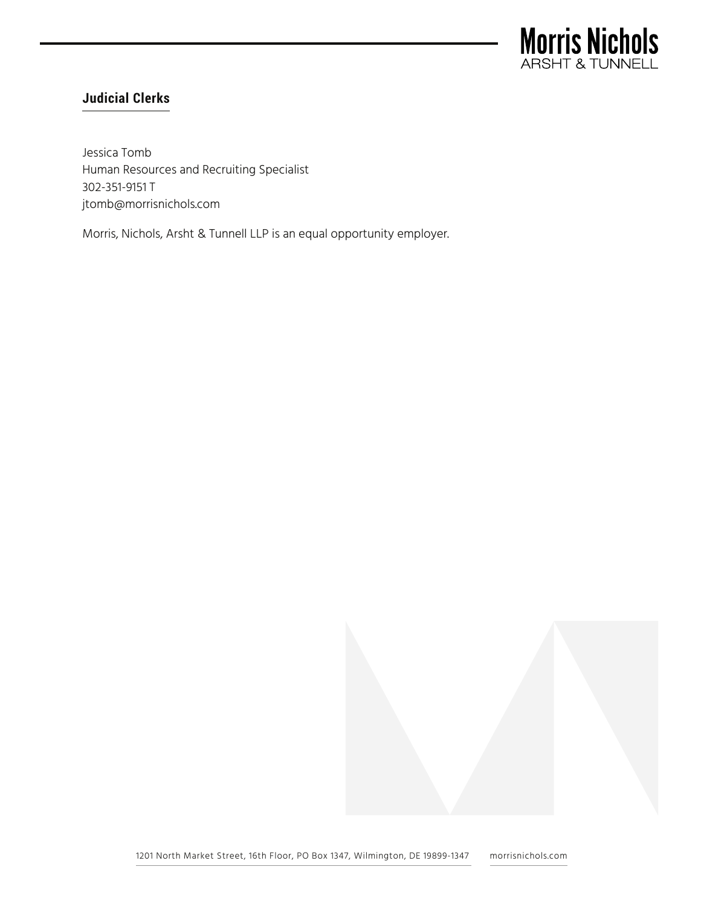## Judicial Clerks

Jessica Tomb
Human Resources and Recruiting Specialist
302-351-9151 T
jtomb@morrisnichols.com

Morris, Nichols, Arsht & Tunnell LLP is an equal opportunity employer.